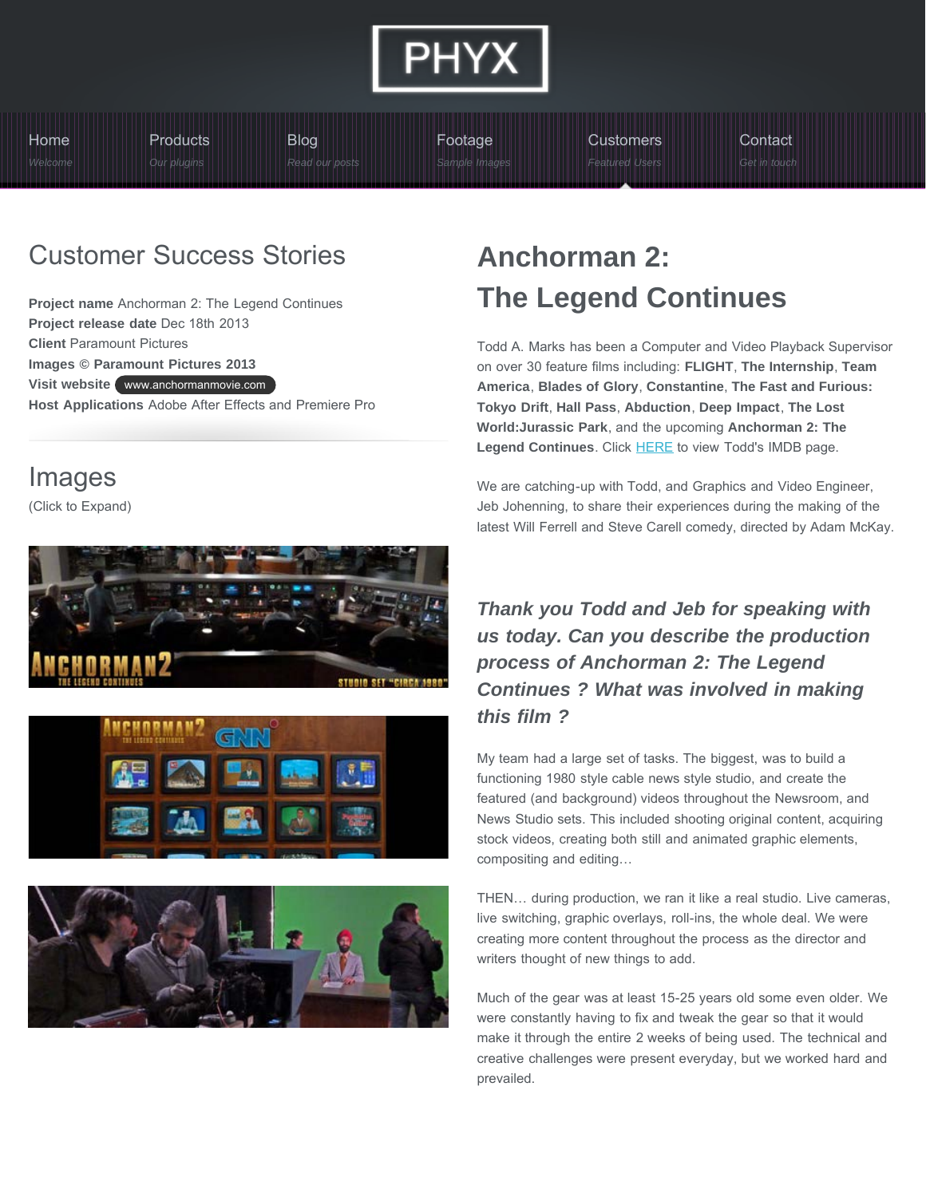PHYX

Home
Welcome

Products
Our plugins

Blog
Read our posts

Footage
Sample Images

Customers
Featured Users

Contact
Get in touch

## Customer Success Stories

**Project name** Anchorman 2: The Legend Continues
**Project release date** Dec 18th 2013
**Client** Paramount Pictures
**Images © Paramount Pictures 2013**
**Visit website** www.anchormanmovie.com
**Host Applications** Adobe After Effects and Premiere Pro

## Images

(Click to Expand)

# Anchorman 2: The Legend Continues

Todd A. Marks has been a Computer and Video Playback Supervisor on over 30 feature films including: **FLIGHT**, **The Internship**, **Team America**, **Blades of Glory**, **Constantine**, **The Fast and Furious: Tokyo Drift**, **Hall Pass**, **Abduction**, **Deep Impact**, **The Lost World:Jurassic Park**, and the upcoming **Anchorman 2: The Legend Continues**. Click HERE to view Todd's IMDB page.

We are catching-up with Todd, and Graphics and Video Engineer, Jeb Johenning, to share their experiences during the making of the latest Will Ferrell and Steve Carell comedy, directed by Adam McKay.

### *Thank you Todd and Jeb for speaking with us today. Can you describe the production process of Anchorman 2: The Legend Continues ? What was involved in making this film ?*

My team had a large set of tasks. The biggest, was to build a functioning 1980 style cable news style studio, and create the featured (and background) videos throughout the Newsroom, and News Studio sets. This included shooting original content, acquiring stock videos, creating both still and animated graphic elements, compositing and editing…

THEN… during production, we ran it like a real studio. Live cameras, live switching, graphic overlays, roll-ins, the whole deal. We were creating more content throughout the process as the director and writers thought of new things to add.

Much of the gear was at least 15-25 years old some even older. We were constantly having to fix and tweak the gear so that it would make it through the entire 2 weeks of being used. The technical and creative challenges were present everyday, but we worked hard and prevailed.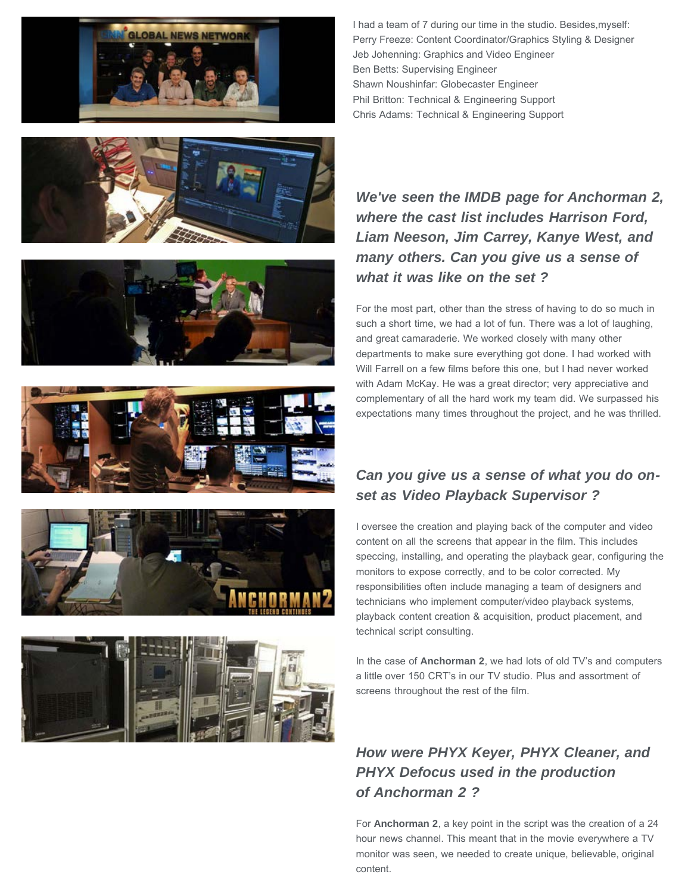I had a team of 7 during our time in the studio. Besides,myself:
Perry Freeze: Content Coordinator/Graphics Styling & Designer
Jeb Johenning: Graphics and Video Engineer
Ben Betts: Supervising Engineer
Shawn Noushinfar: Globecaster Engineer
Phil Britton: Technical & Engineering Support
Chris Adams: Technical & Engineering Support

### *We've seen the IMDB page for Anchorman 2, where the cast list includes Harrison Ford, Liam Neeson, Jim Carrey, Kanye West, and many others. Can you give us a sense of what it was like on the set ?*

For the most part, other than the stress of having to do so much in such a short time, we had a lot of fun. There was a lot of laughing, and great camaraderie. We worked closely with many other departments to make sure everything got done. I had worked with Will Farrell on a few films before this one, but I had never worked with Adam McKay. He was a great director; very appreciative and complementary of all the hard work my team did. We surpassed his expectations many times throughout the project, and he was thrilled.

### *Can you give us a sense of what you do on-set as Video Playback Supervisor ?*

I oversee the creation and playing back of the computer and video content on all the screens that appear in the film. This includes speccing, installing, and operating the playback gear, configuring the monitors to expose correctly, and to be color corrected. My responsibilities often include managing a team of designers and technicians who implement computer/video playback systems, playback content creation & acquisition, product placement, and technical script consulting.

In the case of **Anchorman 2**, we had lots of old TV's and computers a little over 150 CRT's in our TV studio. Plus and assortment of screens throughout the rest of the film.

### *How were PHYX Keyer, PHYX Cleaner, and PHYX Defocus used in the production of Anchorman 2 ?*

For **Anchorman 2**, a key point in the script was the creation of a 24 hour news channel. This meant that in the movie everywhere a TV monitor was seen, we needed to create unique, believable, original content.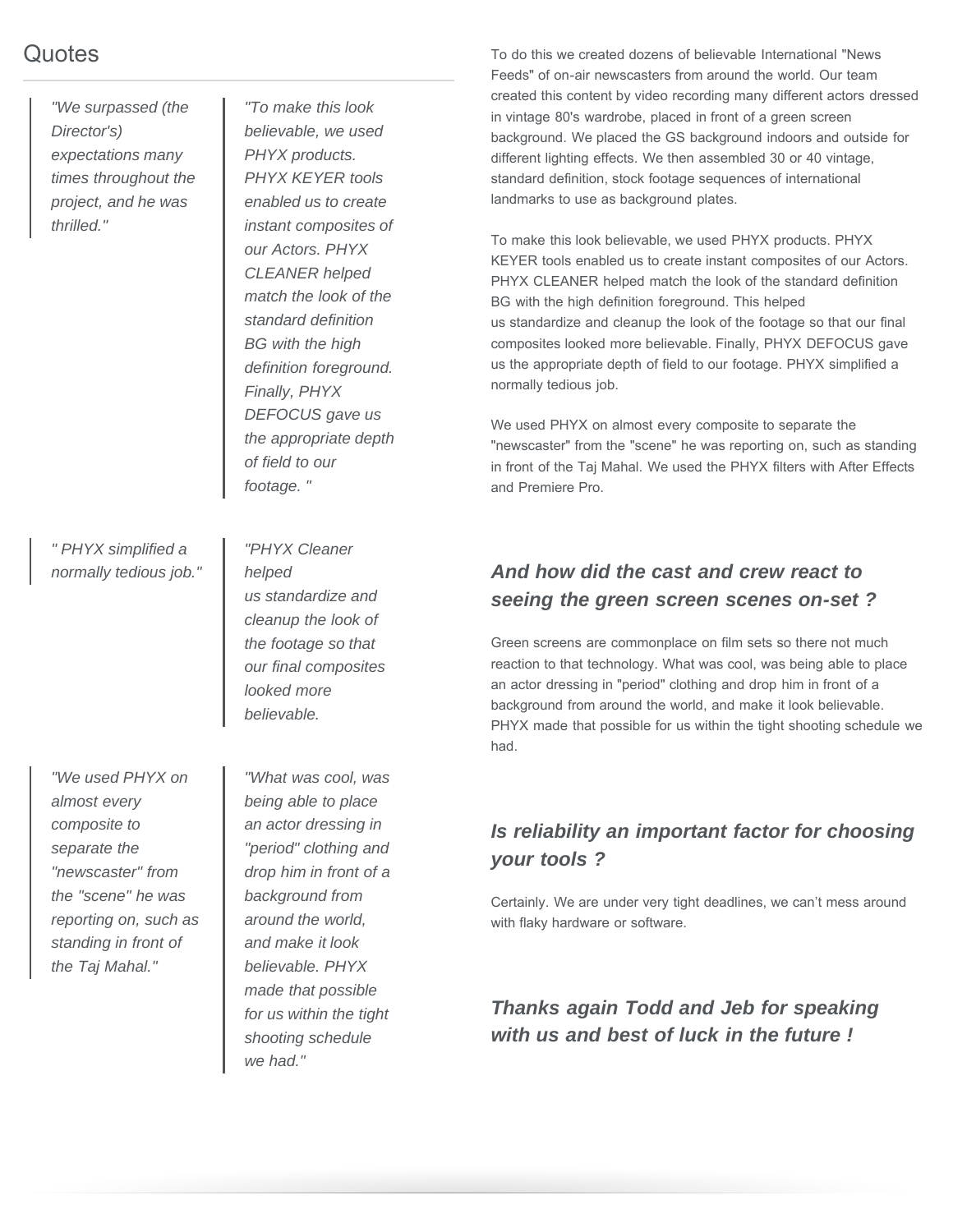## Quotes

> *"We surpassed (the Director's) expectations many times throughout the project, and he was thrilled."*

> *"To make this look believable, we used PHYX products. PHYX KEYER tools enabled us to create instant composites of our Actors. PHYX CLEANER helped match the look of the standard definition BG with the high definition foreground. Finally, PHYX DEFOCUS gave us the appropriate depth of field to our footage. "*

> *" PHYX simplified a normally tedious job."*

> *"PHYX Cleaner helped us standardize and cleanup the look of the footage so that our final composites looked more believable.*

> *"We used PHYX on almost every composite to separate the "newscaster" from the "scene" he was reporting on, such as standing in front of the Taj Mahal."*

> *"What was cool, was being able to place an actor dressing in "period" clothing and drop him in front of a background from around the world, and make it look believable. PHYX made that possible for us within the tight shooting schedule we had."*

To do this we created dozens of believable International "News Feeds" of on-air newscasters from around the world. Our team created this content by video recording many different actors dressed in vintage 80's wardrobe, placed in front of a green screen background. We placed the GS background indoors and outside for different lighting effects. We then assembled 30 or 40 vintage, standard definition, stock footage sequences of international landmarks to use as background plates.

To make this look believable, we used PHYX products. PHYX KEYER tools enabled us to create instant composites of our Actors. PHYX CLEANER helped match the look of the standard definition BG with the high definition foreground. This helped us standardize and cleanup the look of the footage so that our final composites looked more believable. Finally, PHYX DEFOCUS gave us the appropriate depth of field to our footage. PHYX simplified a normally tedious job.

We used PHYX on almost every composite to separate the "newscaster" from the "scene" he was reporting on, such as standing in front of the Taj Mahal. We used the PHYX filters with After Effects and Premiere Pro.

### *And how did the cast and crew react to seeing the green screen scenes on-set ?*

Green screens are commonplace on film sets so there not much reaction to that technology. What was cool, was being able to place an actor dressing in "period" clothing and drop him in front of a background from around the world, and make it look believable. PHYX made that possible for us within the tight shooting schedule we had.

### *Is reliability an important factor for choosing your tools ?*

Certainly. We are under very tight deadlines, we can't mess around with flaky hardware or software.

### *Thanks again Todd and Jeb for speaking with us and best of luck in the future !*